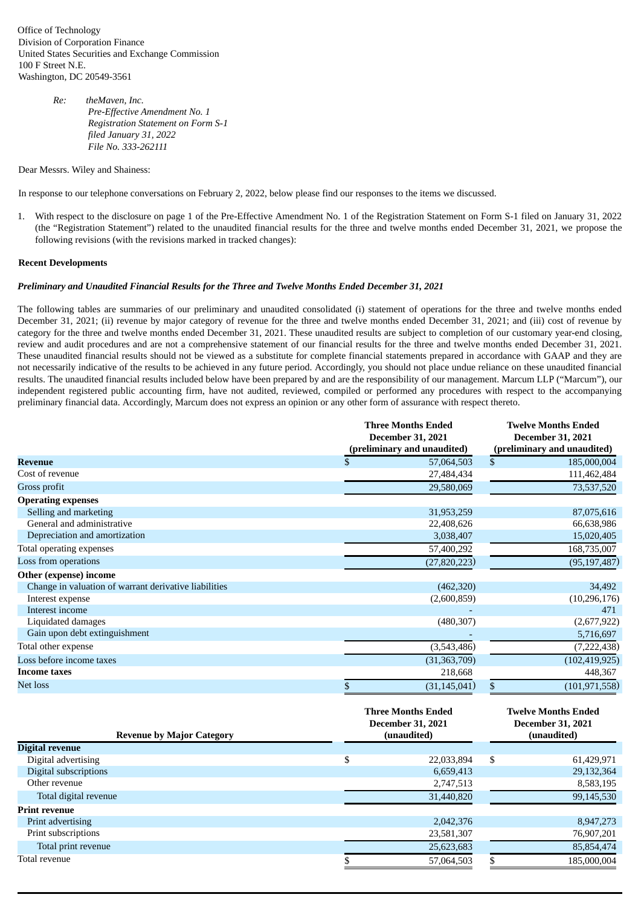Office of Technology
Division of Corporation Finance
United States Securities and Exchange Commission
100 F Street N.E.
Washington, DC 20549-3561

> *Re: theMaven, Inc.*
> *Pre-Effective Amendment No. 1*
> *Registration Statement on Form S-1*
> *filed January 31, 2022*
> *File No. 333-262111*

Dear Messrs. Wiley and Shainess:

In response to our telephone conversations on February 2, 2022, below please find our responses to the items we discussed.

1. With respect to the disclosure on page 1 of the Pre-Effective Amendment No. 1 of the Registration Statement on Form S-1 filed on January 31, 2022 (the "Registration Statement") related to the unaudited financial results for the three and twelve months ended December 31, 2021, we propose the following revisions (with the revisions marked in tracked changes):

**Recent Developments**

***Preliminary and Unaudited Financial Results for the Three and Twelve Months Ended December 31, 2021***

The following tables are summaries of our preliminary and unaudited consolidated (i) statement of operations for the three and twelve months ended December 31, 2021; (ii) revenue by major category of revenue for the three and twelve months ended December 31, 2021; and (iii) cost of revenue by category for the three and twelve months ended December 31, 2021. These unaudited results are subject to completion of our customary year-end closing, review and audit procedures and are not a comprehensive statement of our financial results for the three and twelve months ended December 31, 2021. These unaudited financial results should not be viewed as a substitute for complete financial statements prepared in accordance with GAAP and they are not necessarily indicative of the results to be achieved in any future period. Accordingly, you should not place undue reliance on these unaudited financial results. The unaudited financial results included below have been prepared by and are the responsibility of our management. Marcum LLP ("Marcum"), our independent registered public accounting firm, have not audited, reviewed, compiled or performed any procedures with respect to the accompanying preliminary financial data. Accordingly, Marcum does not express an opinion or any other form of assurance with respect thereto.

| | Three Months Ended December 31, 2021 (preliminary and unaudited) | Twelve Months Ended December 31, 2021 (preliminary and unaudited) |
|---|---|---|
| **Revenue** | $ 57,064,503 | $ 185,000,004 |
| Cost of revenue | 27,484,434 | 111,462,484 |
| Gross profit | 29,580,069 | 73,537,520 |
| **Operating expenses** | | |
| Selling and marketing | 31,953,259 | 87,075,616 |
| General and administrative | 22,408,626 | 66,638,986 |
| Depreciation and amortization | 3,038,407 | 15,020,405 |
| Total operating expenses | 57,400,292 | 168,735,007 |
| Loss from operations | (27,820,223) | (95,197,487) |
| **Other (expense) income** | | |
| Change in valuation of warrant derivative liabilities | (462,320) | 34,492 |
| Interest expense | (2,600,859) | (10,296,176) |
| Interest income | - | 471 |
| Liquidated damages | (480,307) | (2,677,922) |
| Gain upon debt extinguishment | - | 5,716,697 |
| Total other expense | (3,543,486) | (7,222,438) |
| Loss before income taxes | (31,363,709) | (102,419,925) |
| **Income taxes** | 218,668 | 448,367 |
| Net loss | $ (31,145,041) | $ (101,971,558) |

| Revenue by Major Category | Three Months Ended December 31, 2021 (unaudited) | Twelve Months Ended December 31, 2021 (unaudited) |
|---|---|---|
| **Digital revenue** | | |
| Digital advertising | $ 22,033,894 | $ 61,429,971 |
| Digital subscriptions | 6,659,413 | 29,132,364 |
| Other revenue | 2,747,513 | 8,583,195 |
| Total digital revenue | 31,440,820 | 99,145,530 |
| **Print revenue** | | |
| Print advertising | 2,042,376 | 8,947,273 |
| Print subscriptions | 23,581,307 | 76,907,201 |
| Total print revenue | 25,623,683 | 85,854,474 |
| Total revenue | $ 57,064,503 | $ 185,000,004 |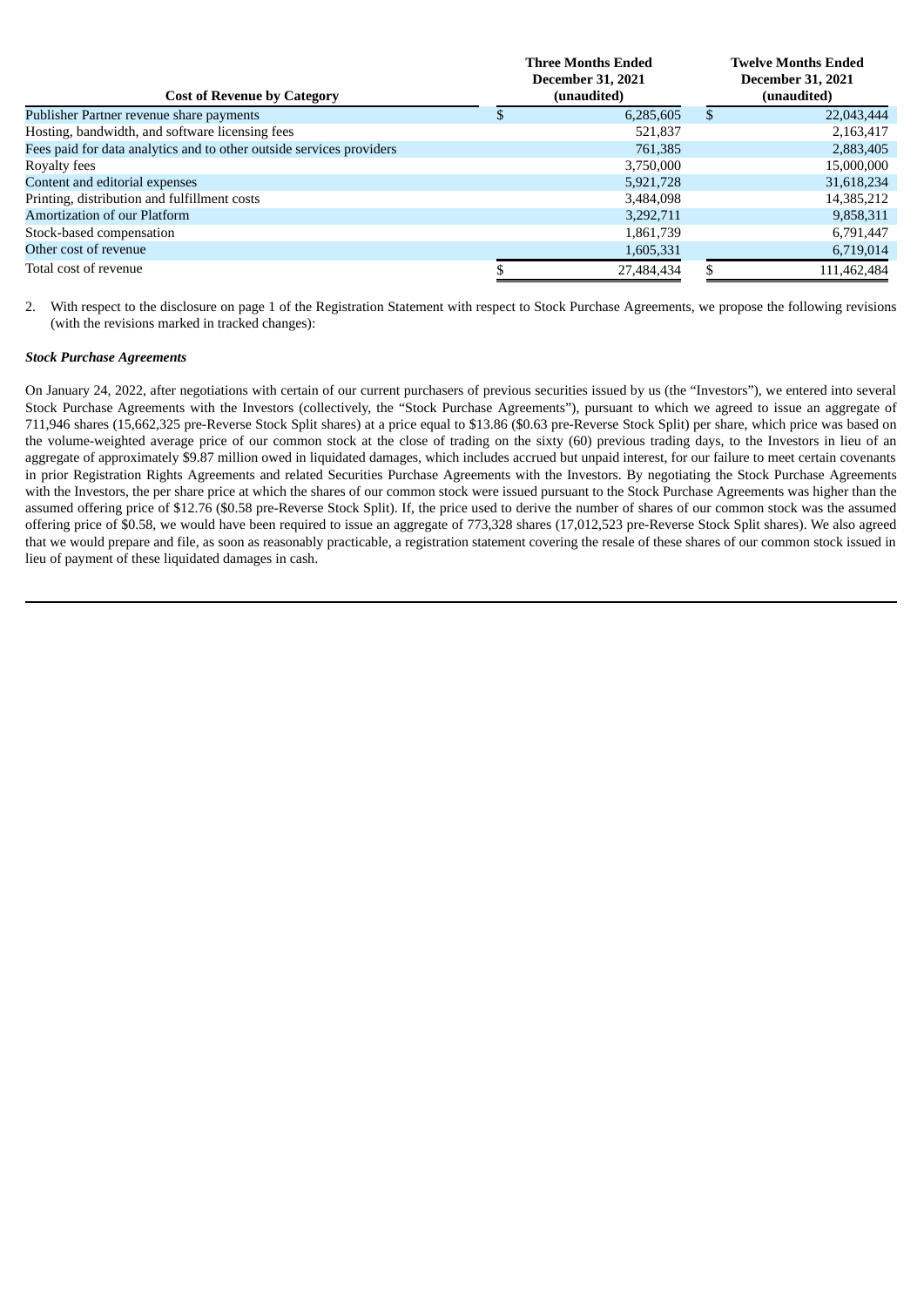| Cost of Revenue by Category | Three Months Ended December 31, 2021 (unaudited) | Twelve Months Ended December 31, 2021 (unaudited) |
| --- | --- | --- |
| Publisher Partner revenue share payments | $ 6,285,605 | $ 22,043,444 |
| Hosting, bandwidth, and software licensing fees | 521,837 | 2,163,417 |
| Fees paid for data analytics and to other outside services providers | 761,385 | 2,883,405 |
| Royalty fees | 3,750,000 | 15,000,000 |
| Content and editorial expenses | 5,921,728 | 31,618,234 |
| Printing, distribution and fulfillment costs | 3,484,098 | 14,385,212 |
| Amortization of our Platform | 3,292,711 | 9,858,311 |
| Stock-based compensation | 1,861,739 | 6,791,447 |
| Other cost of revenue | 1,605,331 | 6,719,014 |
| Total cost of revenue | $ 27,484,434 | $ 111,462,484 |

2. With respect to the disclosure on page 1 of the Registration Statement with respect to Stock Purchase Agreements, we propose the following revisions (with the revisions marked in tracked changes):

***Stock Purchase Agreements***

On January 24, 2022, after negotiations with certain of our current purchasers of previous securities issued by us (the "Investors"), we entered into several Stock Purchase Agreements with the Investors (collectively, the "Stock Purchase Agreements"), pursuant to which we agreed to issue an aggregate of 711,946 shares (15,662,325 pre-Reverse Stock Split shares) at a price equal to $13.86 ($0.63 pre-Reverse Stock Split) per share, which price was based on the volume-weighted average price of our common stock at the close of trading on the sixty (60) previous trading days, to the Investors in lieu of an aggregate of approximately $9.87 million owed in liquidated damages, which includes accrued but unpaid interest, for our failure to meet certain covenants in prior Registration Rights Agreements and related Securities Purchase Agreements with the Investors. By negotiating the Stock Purchase Agreements with the Investors, the per share price at which the shares of our common stock were issued pursuant to the Stock Purchase Agreements was higher than the assumed offering price of $12.76 ($0.58 pre-Reverse Stock Split). If, the price used to derive the number of shares of our common stock was the assumed offering price of $0.58, we would have been required to issue an aggregate of 773,328 shares (17,012,523 pre-Reverse Stock Split shares). We also agreed that we would prepare and file, as soon as reasonably practicable, a registration statement covering the resale of these shares of our common stock issued in lieu of payment of these liquidated damages in cash.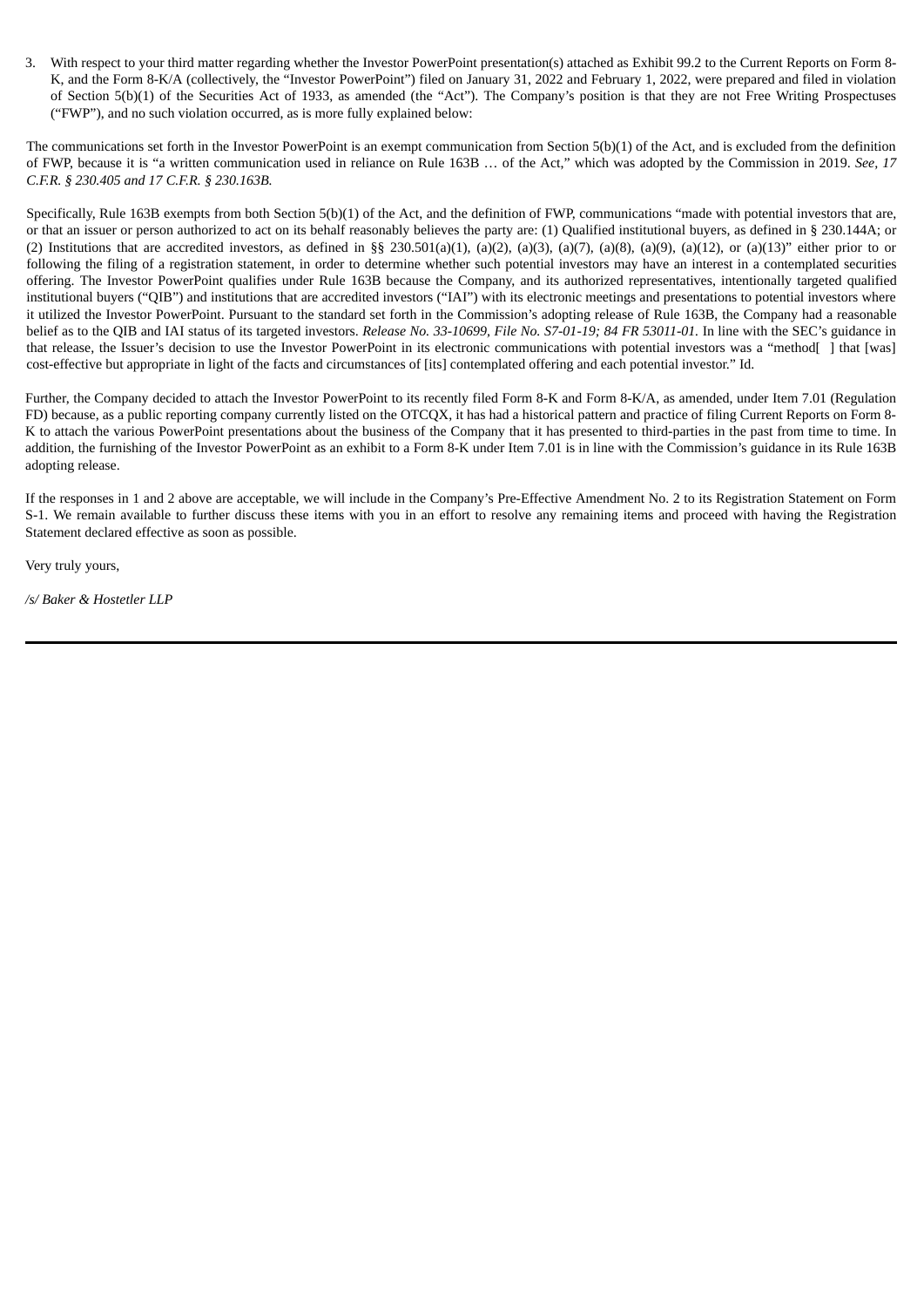3. With respect to your third matter regarding whether the Investor PowerPoint presentation(s) attached as Exhibit 99.2 to the Current Reports on Form 8-K, and the Form 8-K/A (collectively, the "Investor PowerPoint") filed on January 31, 2022 and February 1, 2022, were prepared and filed in violation of Section 5(b)(1) of the Securities Act of 1933, as amended (the "Act"). The Company's position is that they are not Free Writing Prospectuses ("FWP"), and no such violation occurred, as is more fully explained below:

The communications set forth in the Investor PowerPoint is an exempt communication from Section 5(b)(1) of the Act, and is excluded from the definition of FWP, because it is "a written communication used in reliance on Rule 163B … of the Act," which was adopted by the Commission in 2019. *See, 17 C.F.R. § 230.405 and 17 C.F.R. § 230.163B.*

Specifically, Rule 163B exempts from both Section 5(b)(1) of the Act, and the definition of FWP, communications "made with potential investors that are, or that an issuer or person authorized to act on its behalf reasonably believes the party are: (1) Qualified institutional buyers, as defined in § 230.144A; or (2) Institutions that are accredited investors, as defined in §§ 230.501(a)(1), (a)(2), (a)(3), (a)(7), (a)(8), (a)(9), (a)(12), or (a)(13)" either prior to or following the filing of a registration statement, in order to determine whether such potential investors may have an interest in a contemplated securities offering. The Investor PowerPoint qualifies under Rule 163B because the Company, and its authorized representatives, intentionally targeted qualified institutional buyers ("QIB") and institutions that are accredited investors ("IAI") with its electronic meetings and presentations to potential investors where it utilized the Investor PowerPoint. Pursuant to the standard set forth in the Commission's adopting release of Rule 163B, the Company had a reasonable belief as to the QIB and IAI status of its targeted investors. *Release No. 33-10699, File No. S7-01-19; 84 FR 53011-01.* In line with the SEC's guidance in that release, the Issuer's decision to use the Investor PowerPoint in its electronic communications with potential investors was a "method[ ] that [was] cost-effective but appropriate in light of the facts and circumstances of [its] contemplated offering and each potential investor." Id.

Further, the Company decided to attach the Investor PowerPoint to its recently filed Form 8-K and Form 8-K/A, as amended, under Item 7.01 (Regulation FD) because, as a public reporting company currently listed on the OTCQX, it has had a historical pattern and practice of filing Current Reports on Form 8-K to attach the various PowerPoint presentations about the business of the Company that it has presented to third-parties in the past from time to time. In addition, the furnishing of the Investor PowerPoint as an exhibit to a Form 8-K under Item 7.01 is in line with the Commission's guidance in its Rule 163B adopting release.

If the responses in 1 and 2 above are acceptable, we will include in the Company's Pre-Effective Amendment No. 2 to its Registration Statement on Form S-1. We remain available to further discuss these items with you in an effort to resolve any remaining items and proceed with having the Registration Statement declared effective as soon as possible.

Very truly yours,

*/s/ Baker & Hostetler LLP*